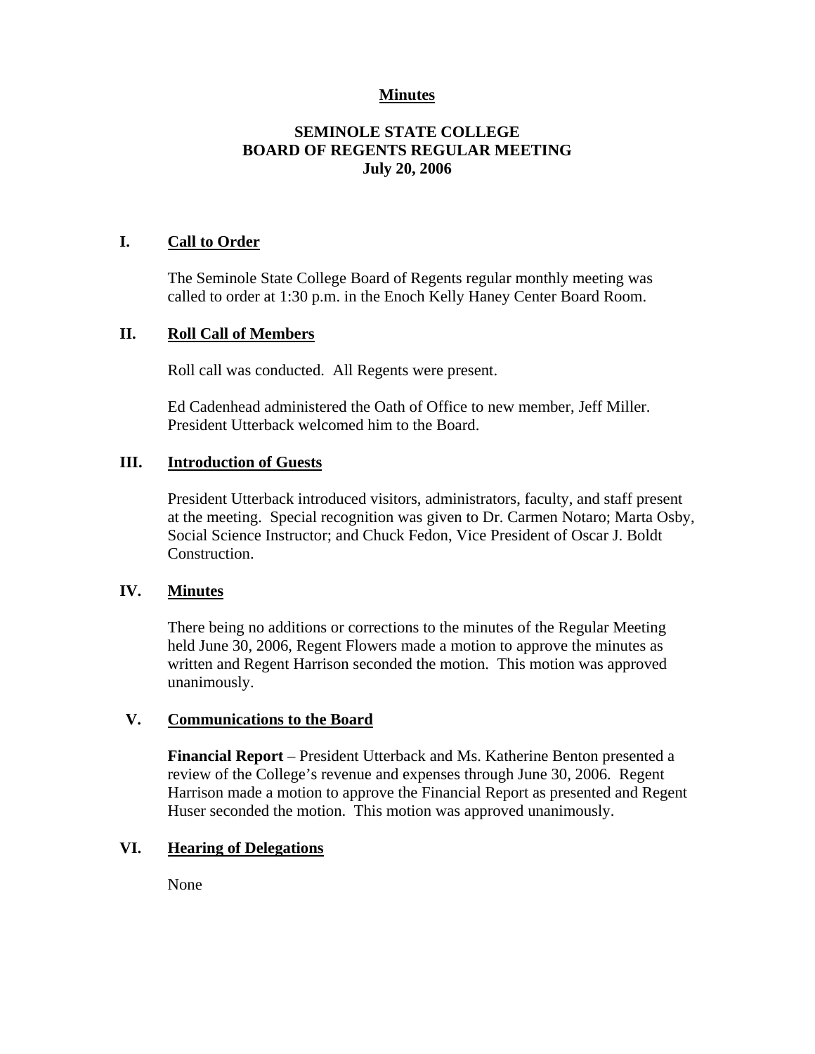# Minutes

## SEMINOLE STATE COLLEGE
## BOARD OF REGENTS REGULAR MEETING
## July 20, 2006

### I. Call to Order

The Seminole State College Board of Regents regular monthly meeting was called to order at 1:30 p.m. in the Enoch Kelly Haney Center Board Room.

### II. Roll Call of Members

Roll call was conducted. All Regents were present.

Ed Cadenhead administered the Oath of Office to new member, Jeff Miller. President Utterback welcomed him to the Board.

### III. Introduction of Guests

President Utterback introduced visitors, administrators, faculty, and staff present at the meeting. Special recognition was given to Dr. Carmen Notaro; Marta Osby, Social Science Instructor; and Chuck Fedon, Vice President of Oscar J. Boldt Construction.

### IV. Minutes

There being no additions or corrections to the minutes of the Regular Meeting held June 30, 2006, Regent Flowers made a motion to approve the minutes as written and Regent Harrison seconded the motion. This motion was approved unanimously.

### V. Communications to the Board

**Financial Report** – President Utterback and Ms. Katherine Benton presented a review of the College's revenue and expenses through June 30, 2006. Regent Harrison made a motion to approve the Financial Report as presented and Regent Huser seconded the motion. This motion was approved unanimously.

### VI. Hearing of Delegations

None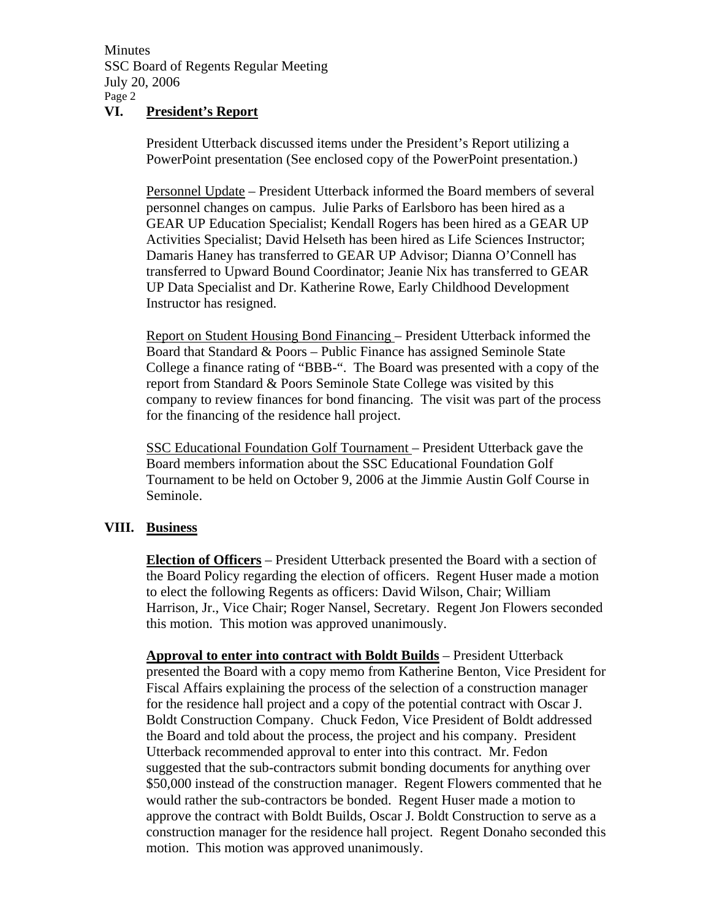## VI. President's Report

President Utterback discussed items under the President's Report utilizing a PowerPoint presentation (See enclosed copy of the PowerPoint presentation.)

Personnel Update – President Utterback informed the Board members of several personnel changes on campus. Julie Parks of Earlsboro has been hired as a GEAR UP Education Specialist; Kendall Rogers has been hired as a GEAR UP Activities Specialist; David Helseth has been hired as Life Sciences Instructor; Damaris Haney has transferred to GEAR UP Advisor; Dianna O'Connell has transferred to Upward Bound Coordinator; Jeanie Nix has transferred to GEAR UP Data Specialist and Dr. Katherine Rowe, Early Childhood Development Instructor has resigned.

Report on Student Housing Bond Financing – President Utterback informed the Board that Standard & Poors – Public Finance has assigned Seminole State College a finance rating of "BBB-". The Board was presented with a copy of the report from Standard & Poors Seminole State College was visited by this company to review finances for bond financing. The visit was part of the process for the financing of the residence hall project.

SSC Educational Foundation Golf Tournament – President Utterback gave the Board members information about the SSC Educational Foundation Golf Tournament to be held on October 9, 2006 at the Jimmie Austin Golf Course in Seminole.

## VIII. Business

**Election of Officers** – President Utterback presented the Board with a section of the Board Policy regarding the election of officers. Regent Huser made a motion to elect the following Regents as officers: David Wilson, Chair; William Harrison, Jr., Vice Chair; Roger Nansel, Secretary. Regent Jon Flowers seconded this motion. This motion was approved unanimously.

**Approval to enter into contract with Boldt Builds** – President Utterback presented the Board with a copy memo from Katherine Benton, Vice President for Fiscal Affairs explaining the process of the selection of a construction manager for the residence hall project and a copy of the potential contract with Oscar J. Boldt Construction Company. Chuck Fedon, Vice President of Boldt addressed the Board and told about the process, the project and his company. President Utterback recommended approval to enter into this contract. Mr. Fedon suggested that the sub-contractors submit bonding documents for anything over $50,000 instead of the construction manager. Regent Flowers commented that he would rather the sub-contractors be bonded. Regent Huser made a motion to approve the contract with Boldt Builds, Oscar J. Boldt Construction to serve as a construction manager for the residence hall project. Regent Donaho seconded this motion. This motion was approved unanimously.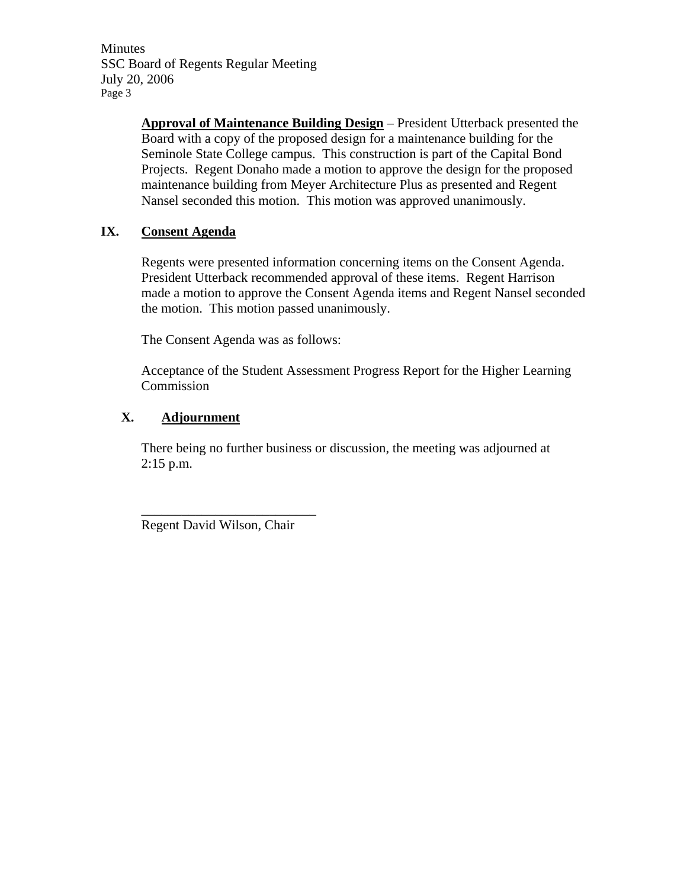**Approval of Maintenance Building Design** – President Utterback presented the Board with a copy of the proposed design for a maintenance building for the Seminole State College campus. This construction is part of the Capital Bond Projects. Regent Donaho made a motion to approve the design for the proposed maintenance building from Meyer Architecture Plus as presented and Regent Nansel seconded this motion. This motion was approved unanimously.

## IX. Consent Agenda

Regents were presented information concerning items on the Consent Agenda. President Utterback recommended approval of these items. Regent Harrison made a motion to approve the Consent Agenda items and Regent Nansel seconded the motion. This motion passed unanimously.

The Consent Agenda was as follows:

Acceptance of the Student Assessment Progress Report for the Higher Learning Commission

## X. Adjournment

There being no further business or discussion, the meeting was adjourned at 2:15 p.m.

\_\_\_\_\_\_\_\_\_\_\_\_\_\_\_\_\_\_\_\_\_\_\_\_\_\_

Regent David Wilson, Chair